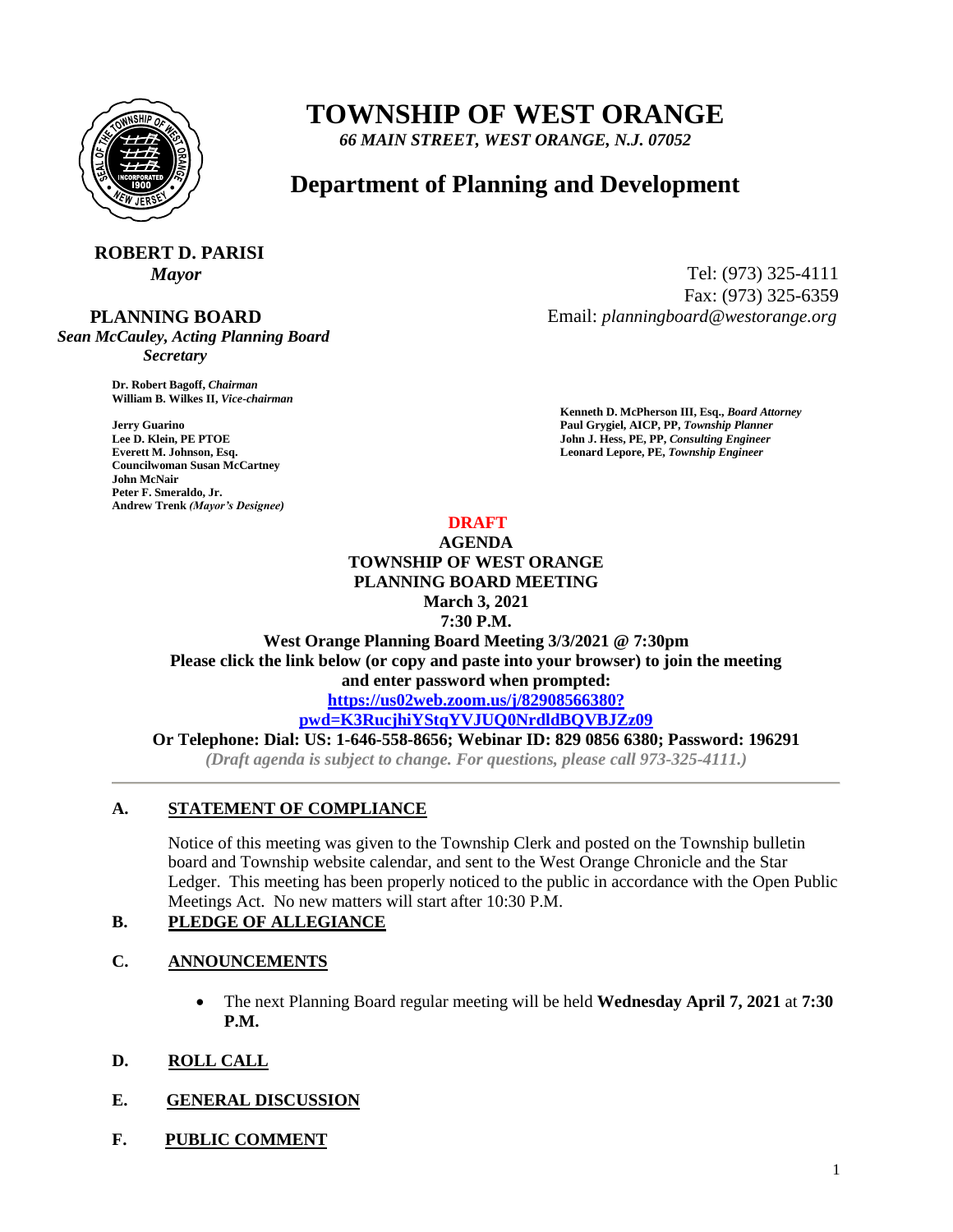# TOWNSHIP OF WEST ORANGE

*66 MAIN STREET, WEST ORANGE, N.J. 07052*

## Department of Planning and Development

**ROBERT D. PARISI**
*Mayor*

Tel: (973) 325-4111
Fax: (973) 325-6359
Email: *planningboard@westorange.org*

**PLANNING BOARD**
*Sean McCauley, Acting Planning Board Secretary*

**Dr. Robert Bagoff,** *Chairman*
**William B. Wilkes II,** *Vice-chairman*

**Jerry Guarino**
**Lee D. Klein, PE PTOE**
**Everett M. Johnson, Esq.**
**Councilwoman Susan McCartney**
**John McNair**
**Peter F. Smeraldo, Jr.**
**Andrew Trenk** *(Mayor's Designee)*

**Kenneth D. McPherson III, Esq.,** *Board Attorney*
**Paul Grygiel, AICP, PP,** *Township Planner*
**John J. Hess, PE, PP,** *Consulting Engineer*
**Leonard Lepore, PE,** *Township Engineer*

**DRAFT**

**AGENDA**
**TOWNSHIP OF WEST ORANGE**
**PLANNING BOARD MEETING**
**March 3, 2021**
**7:30 P.M.**

**West Orange Planning Board Meeting 3/3/2021 @ 7:30pm**
**Please click the link below (or copy and paste into your browser) to join the meeting and enter password when prompted:**
**https://us02web.zoom.us/j/82908566380?pwd=K3RucjhiYStqYVJUQ0NrdldBQVBJZz09**
**Or Telephone: Dial: US: 1-646-558-8656; Webinar ID: 829 0856 6380; Password: 196291**

*(Draft agenda is subject to change. For questions, please call 973-325-4111.)*

---

**A. STATEMENT OF COMPLIANCE**

Notice of this meeting was given to the Township Clerk and posted on the Township bulletin board and Township website calendar, and sent to the West Orange Chronicle and the Star Ledger. This meeting has been properly noticed to the public in accordance with the Open Public Meetings Act. No new matters will start after 10:30 P.M.

**B. PLEDGE OF ALLEGIANCE**

**C. ANNOUNCEMENTS**

- The next Planning Board regular meeting will be held **Wednesday April 7, 2021** at **7:30 P.M.**

**D. ROLL CALL**

**E. GENERAL DISCUSSION**

**F. PUBLIC COMMENT**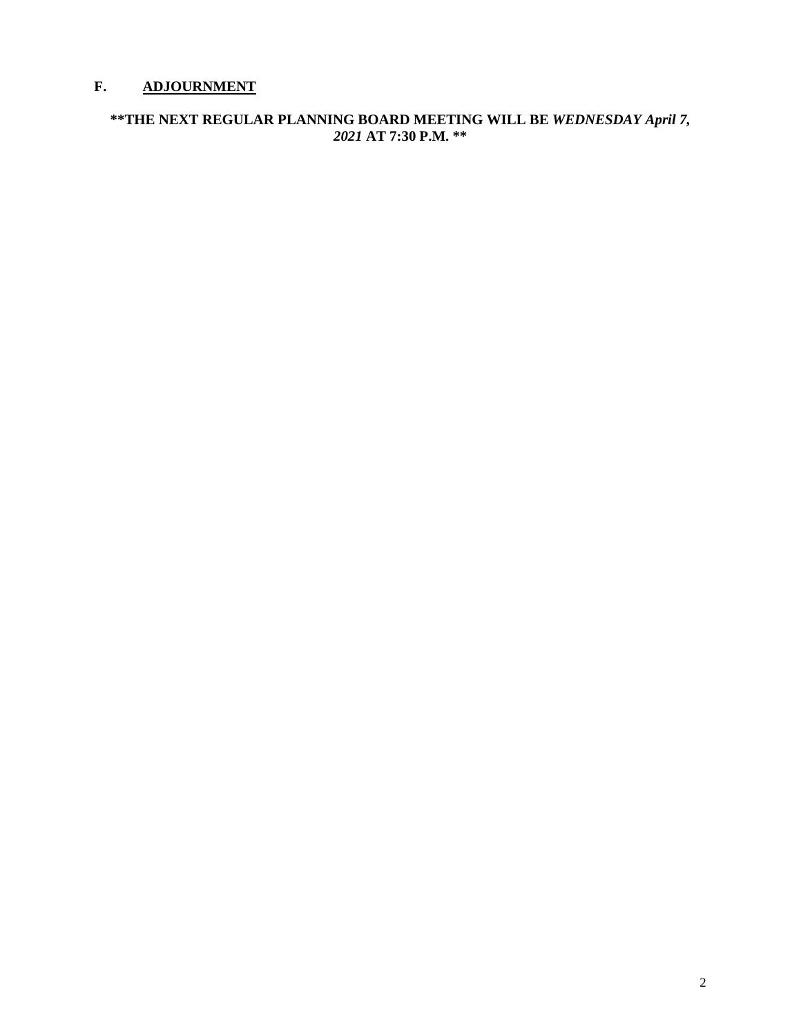**F. <u>ADJOURNMENT</u>**

**\*\*THE NEXT REGULAR PLANNING BOARD MEETING WILL BE *WEDNESDAY April 7, 2021* AT 7:30 P.M. \*\***